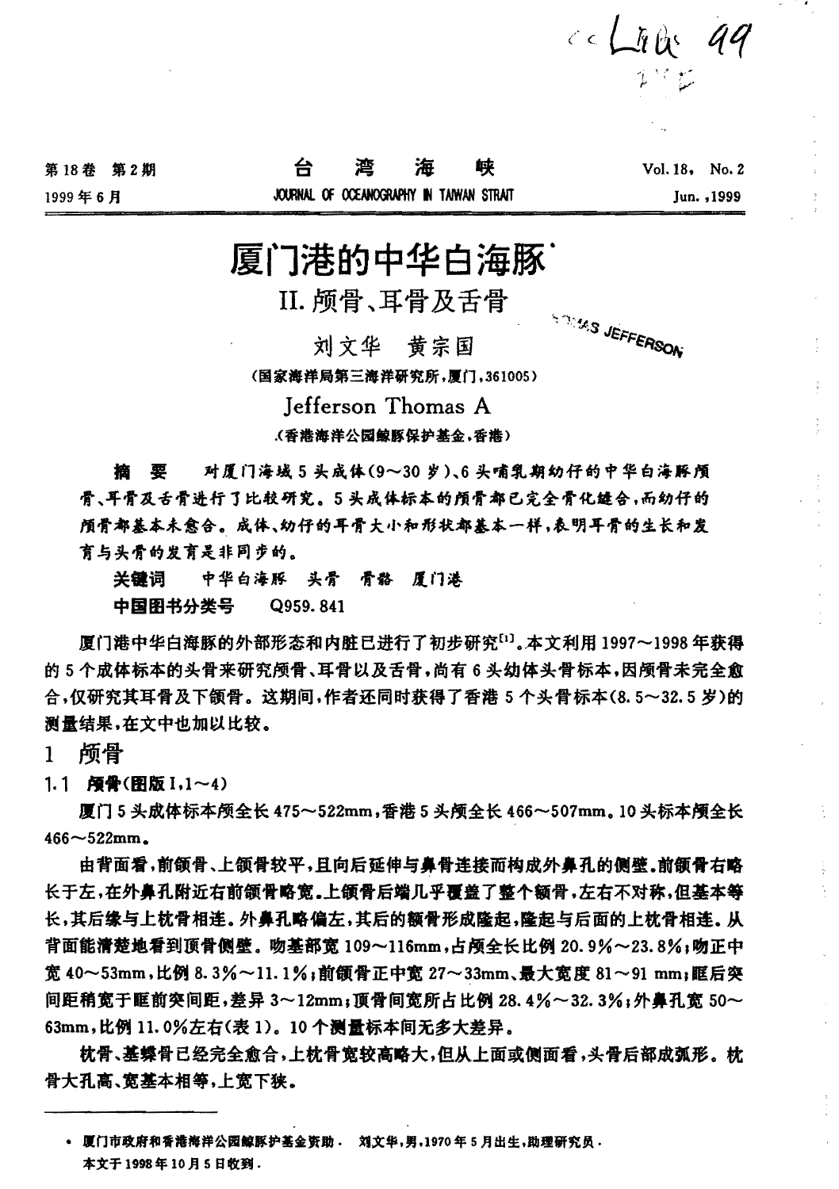# 厦门港的中华白海豚*

## II. 颅骨、耳骨及舌骨

刘文华　黄宗国

（国家海洋局第三海洋研究所，厦门，361005）

Jefferson Thomas A

（香港海洋公园鲸豚保护基金，香港）

**摘　要**　对厦门海域5头成体（9～30岁）、6头哺乳期幼仔的中华白海豚颅骨、耳骨及舌骨进行了比较研究。5头成体标本的颅骨都已完全骨化缝合，而幼仔的颅骨都基本未愈合。成体、幼仔的耳骨大小和形状都基本一样，表明耳骨的生长和发育与头骨的发育是非同步的。

**关键词**　中华白海豚　头骨　骨骼　厦门港

**中国图书分类号**　Q959.841

厦门港中华白海豚的外部形态和内脏已进行了初步研究[1]。本文利用1997～1998年获得的5个成体标本的头骨来研究颅骨、耳骨以及舌骨，尚有6头幼体头骨标本，因颅骨未完全愈合，仅研究其耳骨及下颌骨。这期间，作者还同时获得了香港5个头骨标本（8.5～32.5岁）的测量结果，在文中也加以比较。

## 1　颅骨

### 1.1　颅骨（图版Ⅰ，1～4）

厦门5头成体标本颅全长475～522mm，香港5头颅全长466～507mm。10头标本颅全长466～522mm。

由背面看，前颌骨、上颌骨较平，且向后延伸与鼻骨连接而构成外鼻孔的侧壁。前颌骨右略长于左，在外鼻孔附近右前颌骨略宽。上颌骨后端几乎覆盖了整个额骨，左右不对称，但基本等长，其后缘与上枕骨相连。外鼻孔略偏左，其后的额骨形成隆起，隆起与后面的上枕骨相连。从背面能清楚地看到顶骨侧壁。吻基部宽109～116mm，占颅全长比例20.9%～23.8%；吻正中宽40～53mm，比例8.3%～11.1%；前颌骨正中宽27～33mm、最大宽度81～91 mm；眶后突间距稍宽于眶前突间距，差异3～12mm；顶骨间宽所占比例28.4%～32.3%；外鼻孔宽50～63mm，比例11.0%左右（表1）。10个测量标本间无多大差异。

枕骨、基蝶骨已经完全愈合，上枕骨宽较高略大，但从上面或侧面看，头骨后部成弧形。枕骨大孔高、宽基本相等，上宽下狭。

---

\* 厦门市政府和香港海洋公园鲸豚护基金资助．　刘文华，男，1970年5月出生，助理研究员．
本文于1998年10月5日收到．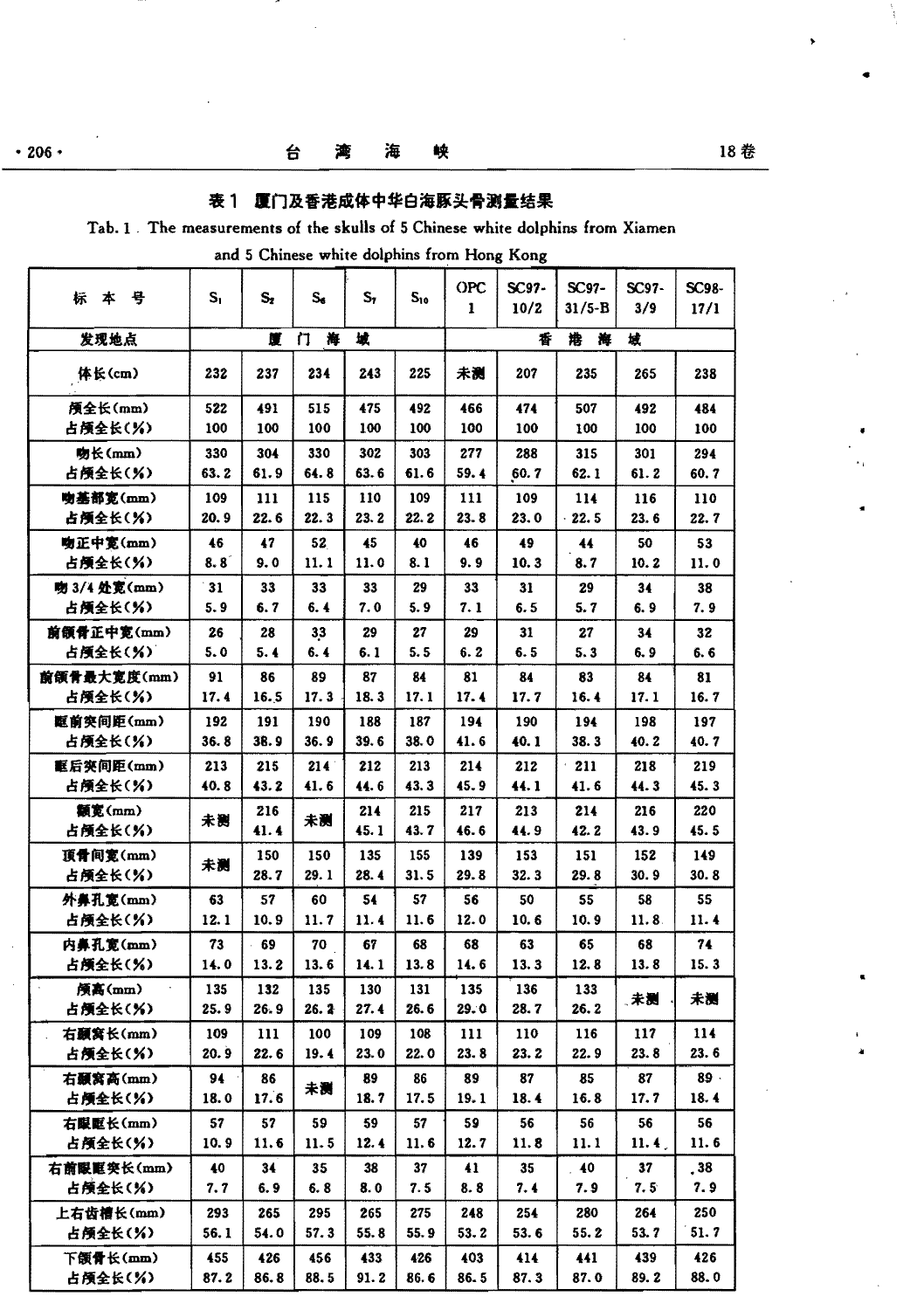**表1 厦门及香港成体中华白海豚头骨测量结果**

Tab. 1 The measurements of the skulls of 5 Chinese white dolphins from Xiamen and 5 Chinese white dolphins from Hong Kong

| 标本号 | $S_1$ | $S_2$ | $S_6$ | $S_7$ | $S_{10}$ | OPC 1 | SC97-10/2 | SC97-31/5-B | SC97-3/9 | SC98-17/1 |
|---|---|---|---|---|---|---|---|---|---|---|
| 发现地点 | 厦门海域 | | | | | 香港海域 | | | | |
| 体长(cm) | 232 | 237 | 234 | 243 | 225 | 未测 | 207 | 235 | 265 | 238 |
| 颅全长(mm) | 522 | 491 | 515 | 475 | 492 | 466 | 474 | 507 | 492 | 484 |
| 占颅全长(%) | 100 | 100 | 100 | 100 | 100 | 100 | 100 | 100 | 100 | 100 |
| 吻长(mm) | 330 | 304 | 330 | 302 | 303 | 277 | 288 | 315 | 301 | 294 |
| 占颅全长(%) | 63.2 | 61.9 | 64.8 | 63.6 | 61.6 | 59.4 | 60.7 | 62.1 | 61.2 | 60.7 |
| 吻基部宽(mm) | 109 | 111 | 115 | 110 | 109 | 111 | 109 | 114 | 116 | 110 |
| 占颅全长(%) | 20.9 | 22.6 | 22.3 | 23.2 | 22.2 | 23.8 | 23.0 | 22.5 | 23.6 | 22.7 |
| 吻正中宽(mm) | 46 | 47 | 52 | 45 | 40 | 46 | 49 | 44 | 50 | 53 |
| 占颅全长(%) | 8.8 | 9.0 | 11.1 | 11.0 | 8.1 | 9.9 | 10.3 | 8.7 | 10.2 | 11.0 |
| 吻3/4处宽(mm) | 31 | 33 | 33 | 33 | 29 | 33 | 31 | 29 | 34 | 38 |
| 占颅全长(%) | 5.9 | 6.7 | 6.4 | 7.0 | 5.9 | 7.1 | 6.5 | 5.7 | 6.9 | 7.9 |
| 前颌骨正中宽(mm) | 26 | 28 | 33 | 29 | 27 | 29 | 31 | 27 | 34 | 32 |
| 占颅全长(%) | 5.0 | 5.4 | 6.4 | 6.1 | 5.5 | 6.2 | 6.5 | 5.3 | 6.9 | 6.6 |
| 前颌骨最大宽度(mm) | 91 | 86 | 89 | 87 | 84 | 81 | 84 | 83 | 84 | 81 |
| 占颅全长(%) | 17.4 | 16.5 | 17.3 | 18.3 | 17.1 | 17.4 | 17.7 | 16.4 | 17.1 | 16.7 |
| 眶前突间距(mm) | 192 | 191 | 190 | 188 | 187 | 194 | 190 | 194 | 198 | 197 |
| 占颅全长(%) | 36.8 | 38.9 | 36.9 | 39.6 | 38.0 | 41.6 | 40.1 | 38.3 | 40.2 | 40.7 |
| 眶后突间距(mm) | 213 | 215 | 214 | 212 | 213 | 214 | 212 | 211 | 218 | 219 |
| 占颅全长(%) | 40.8 | 43.2 | 41.6 | 44.6 | 43.3 | 45.9 | 44.1 | 41.6 | 44.3 | 45.3 |
| 颧宽(mm) | 未测 | 216 | 未测 | 214 | 215 | 217 | 213 | 214 | 216 | 220 |
| 占颅全长(%) | | 41.4 | | 45.1 | 43.7 | 46.6 | 44.9 | 42.2 | 43.9 | 45.5 |
| 顶骨间宽(mm) | 未测 | 150 | 150 | 135 | 155 | 139 | 153 | 151 | 152 | 149 |
| 占颅全长(%) | | 28.7 | 29.1 | 28.4 | 31.5 | 29.8 | 32.3 | 29.8 | 30.9 | 30.8 |
| 外鼻孔宽(mm) | 63 | 57 | 60 | 54 | 57 | 56 | 50 | 55 | 58 | 55 |
| 占颅全长(%) | 12.1 | 10.9 | 11.7 | 11.4 | 11.6 | 12.0 | 10.6 | 10.9 | 11.8 | 11.4 |
| 内鼻孔宽(mm) | 73 | 69 | 70 | 67 | 68 | 68 | 63 | 65 | 68 | 74 |
| 占颅全长(%) | 14.0 | 13.2 | 13.6 | 14.1 | 13.8 | 14.6 | 13.3 | 12.8 | 13.8 | 15.3 |
| 颅高(mm) | 135 | 132 | 135 | 130 | 131 | 135 | 136 | 133 | 未测 | 未测 |
| 占颅全长(%) | 25.9 | 26.9 | 26.2 | 27.4 | 26.6 | 29.0 | 28.7 | 26.2 | | |
| 右颞窝长(mm) | 109 | 111 | 100 | 109 | 108 | 111 | 110 | 116 | 117 | 114 |
| 占颅全长(%) | 20.9 | 22.6 | 19.4 | 23.0 | 22.0 | 23.8 | 23.2 | 22.9 | 23.8 | 23.6 |
| 右颞窝高(mm) | 94 | 86 | 未测 | 89 | 86 | 89 | 87 | 85 | 87 | 89 |
| 占颅全长(%) | 18.0 | 17.6 | | 18.7 | 17.5 | 19.1 | 18.4 | 16.8 | 17.7 | 18.4 |
| 右眼眶长(mm) | 57 | 57 | 59 | 59 | 57 | 59 | 56 | 56 | 56 | 56 |
| 占颅全长(%) | 10.9 | 11.6 | 11.5 | 12.4 | 11.6 | 12.7 | 11.8 | 11.1 | 11.4 | 11.6 |
| 右前眼眶突长(mm) | 40 | 34 | 35 | 38 | 37 | 41 | 35 | 40 | 37 | 38 |
| 占颅全长(%) | 7.7 | 6.9 | 6.8 | 8.0 | 7.5 | 8.8 | 7.4 | 7.9 | 7.5 | 7.9 |
| 上右齿槽长(mm) | 293 | 265 | 295 | 265 | 275 | 248 | 254 | 280 | 264 | 250 |
| 占颅全长(%) | 56.1 | 54.0 | 57.3 | 55.8 | 55.9 | 53.2 | 53.6 | 55.2 | 53.7 | 51.7 |
| 下颌骨长(mm) | 455 | 426 | 456 | 433 | 426 | 403 | 414 | 441 | 439 | 426 |
| 占颅全长(%) | 87.2 | 86.8 | 88.5 | 91.2 | 86.6 | 86.5 | 87.3 | 87.0 | 89.2 | 88.0 |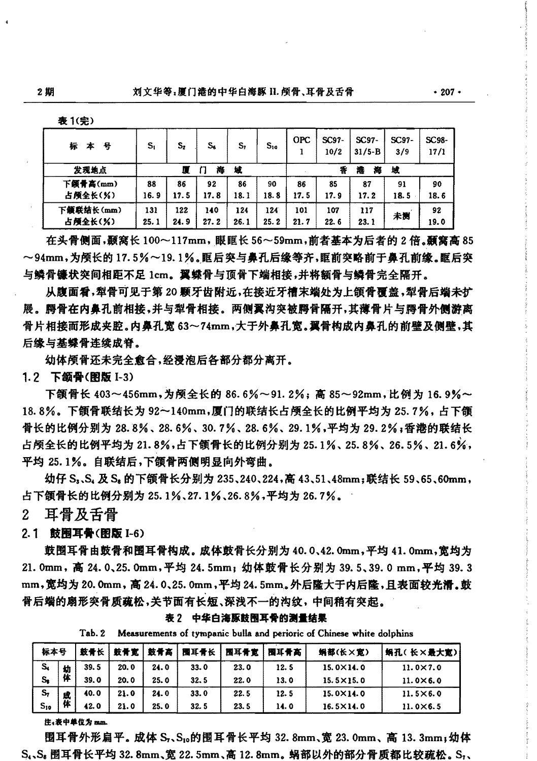表 1(完)

| 标 本 号 | $S_1$ | $S_2$ | $S_6$ | $S_7$ | $S_{10}$ | OPC 1 | SC97-10/2 | SC97-31/5-B | SC97-3/9 | SC98-17/1 |
|---|---|---|---|---|---|---|---|---|---|---|
| 发现地点 | 厦门海域 | | | | | 香港海域 | | | | |
| 下颌骨高(mm) 占颅全长(%) | 88 16.9 | 86 17.5 | 92 17.8 | 86 18.1 | 90 18.8 | 86 17.5 | 85 17.9 | 87 17.2 | 91 18.5 | 90 18.6 |
| 下颌联结长(mm) 占颅全长(%) | 131 25.1 | 122 24.9 | 140 27.2 | 124 26.1 | 124 25.2 | 101 21.7 | 107 22.6 | 117 23.1 | 未测 | 92 19.0 |

在头骨侧面,颞窝长 100～117mm,眼眶长 56～59mm,前者基本为后者的 2 倍。颞窝高 85～94mm,为颅长的 17.5%～19.1%。眶后突与鼻孔后缘等齐,眶前突略前于鼻孔前缘。眶后突与鳞骨镰状突间相距不足 1cm。翼蝶骨与顶骨下端相接,并将额骨与鳞骨完全隔开。

从腹面看,犁骨可见于第 20 颗牙齿附近,在接近牙槽末端处为上颌骨覆盖,犁骨后端未扩展。腭骨在内鼻孔前相接,并与犁骨相接。两侧翼沟突被腭骨隔开,其薄骨片与腭骨外侧游离骨片相接而形成夹腔。内鼻孔宽 63～74mm,大于外鼻孔宽。翼骨构成内鼻孔的前壁及侧壁,其后缘与基蝶骨连续成脊。

幼体颅骨还未完全愈合,经浸泡后各部分都分离开。

### 1.2 下颌骨(图版 I-3)

下颌骨长 403～456mm,为颅全长的 86.6%～91.2%;高 85～92mm,比例为 16.9%～18.8%。下颌骨联结长为 92～140mm,厦门的联结长占颅全长的比例平均为 25.7%,占下颌骨长的比例分别为 28.8%、28.6%、30.7%、28.6%、29.1%,平均为 29.2%;香港的联结长占颅全长的比例平均为 21.8%,占下颌骨长的比例分别为 25.1%、25.8%、26.5%、21.6%,平均 25.1%。自联结后,下颌骨两侧明显向外弯曲。

幼仔 $S_3$、$S_4$ 及 $S_8$ 的下颌骨长分别为 235、240、224,高 43、51、48mm;联结长 59、65、60mm,占下颌骨长的比例分别为 25.1%、27.1%、26.8%,平均为 26.7%。

## 2 耳骨及舌骨

### 2.1 鼓围耳骨(图版 I-6)

鼓围耳骨由鼓骨和围耳骨构成。成体鼓骨长分别为 40.0、42.0mm,平均 41.0mm,宽均为 21.0mm,高 24.0、25.0mm,平均 24.5mm;幼体鼓骨长分别为 39.5、39.0 mm,平均 39.3 mm,宽均为 20.0mm,高 24.0、25.0mm,平均 24.5mm。外后隆大于内后隆,且表面较光滑。鼓骨后端的扇形突骨质疏松,关节面有长短、深浅不一的沟纹,中间稍有突起。

表 2 中华白海豚鼓围耳骨的测量结果

Tab. 2 Measurements of tympanic bulla and perioric of Chinese white dolphins

| 标本号 | | 鼓骨长 | 鼓骨宽 | 鼓骨高 | 围耳骨长 | 围耳骨宽 | 围耳骨高 | 蜗部(长×宽) | 蜗孔(长×最大宽) |
|---|---|---|---|---|---|---|---|---|---|
| $S_4$ | 幼体 | 39.5 | 20.0 | 24.0 | 33.0 | 23.0 | 12.5 | 15.0×14.0 | 11.0×7.0 |
| $S_8$ | | 39.0 | 20.0 | 25.0 | 32.5 | 22.0 | 13.0 | 15.5×15.0 | 11.0×6.0 |
| $S_7$ | 成体 | 40.0 | 21.0 | 24.0 | 33.0 | 22.5 | 12.5 | 15.0×14.0 | 11.5×6.0 |
| $S_{10}$ | | 42.0 | 21.0 | 25.0 | 32.5 | 23.5 | 14.0 | 16.5×14.0 | 11.0×6.5 |

注:表中单位为 mm.

围耳骨外形扁平。成体 $S_7$、$S_{10}$ 的围耳骨长平均 32.8mm、宽 23.0mm、高 13.3mm;幼体 $S_4$、$S_8$ 围耳骨长平均 32.8mm、宽 22.5mm、高 12.8mm。蜗部以外的部分骨质都比较疏松。$S_7$、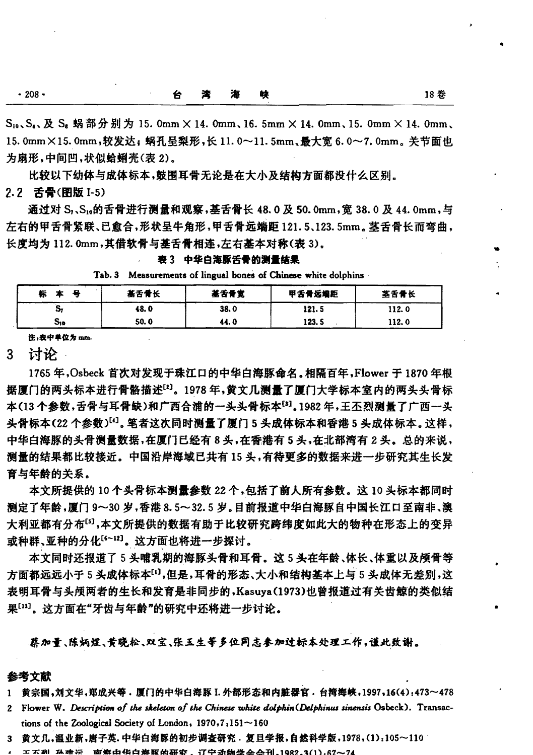$S_{10}$、$S_4$、及 $S_8$ 蜗部分别为 15.0mm×14.0mm、16.5mm×14.0mm、15.0mm×14.0mm、15.0mm×15.0mm，较发达；蜗孔呈梨形，长 11.0～11.5mm、最大宽 6.0～7.0mm。关节面也为扇形，中间凹，状似蛤蜊壳（表 2）。

比较以下幼体与成体标本，鼓围耳骨无论是在大小及结构方面都没什么区别。

## 2.2 舌骨（图版 I-5）

通过对 $S_7$、$S_{10}$的舌骨进行测量和观察，基舌骨长 48.0 及 50.0mm，宽 38.0 及 44.0mm，与左右的甲舌骨紧联、已愈合，形状呈牛角形，甲舌骨远端距 121.5、123.5mm。茎舌骨长而弯曲，长度均为 112.0mm，其借软骨与基舌骨相连，左右基本对称（表 3）。

**表 3 中华白海豚舌骨的测量结果**

Tab.3 Measurements of lingual bones of Chinese white dolphins

| 标 本 号 | 基舌骨长 | 基舌骨宽 | 甲舌骨远端距 | 茎舌骨长 |
|---|---|---|---|---|
| $S_7$ | 48.0 | 38.0 | 121.5 | 112.0 |
| $S_{10}$ | 50.0 | 44.0 | 123.5 | 112.0 |

注：表中单位为 mm.

# 3 讨论

1765 年，Osbeck 首次对发现于珠江口的中华白海豚命名。相隔百年，Flower 于 1870 年根据厦门的两头标本进行骨骼描述[2]。1978 年，黄文几测量了厦门大学标本室内的两头头骨标本（13 个参数，舌骨与耳骨缺）和广西合浦的一头头骨标本[3]。1982 年，王丕烈测量了广西一头头骨标本（22 个参数）[4]。笔者这次同时测量了厦门 5 头成体标本和香港 5 头成体标本。这样，中华白海豚的头骨测量数据，在厦门已经有 8 头，在香港有 5 头，在北部湾有 2 头。总的来说，测量的结果都比较接近。中国沿岸海域已共有 15 头，有待更多的数据来进一步研究其生长发育与年龄的关系。

本文所提供的 10 个头骨标本测量参数 22 个，包括了前人所有参数。这 10 头标本都同时测定了年龄，厦门 9～30 岁，香港 8.5～32.5 岁。目前报道中华白海豚自中国长江口至南非、澳大利亚都有分布[5]，本文所提供的数据有助于比较研究跨纬度如此大的物种在形态上的变异或种群、亚种的分化[6~12]。这方面也将进一步探讨。

本文同时还报道了 5 头哺乳期的海豚头骨和耳骨。这 5 头在年龄、体长、体重以及颅骨等方面都远远小于 5 头成体标本[1]，但是，耳骨的形态、大小和结构基本上与 5 头成体无差别，这表明耳骨与头颅两者的生长和发育是非同步的，Kasuya（1973）也曾报道过有关齿鲸的类似结果[13]。这方面在"牙齿与年龄"的研究中还将进一步讨论。

*蔡加量、陈炳煜、黄晓松、双宝、张玉生等多位同志参加过标本处理工作，谨此致谢。*

## 参考文献

1. 黄宗国，刘文华，郑成兴等．厦门的中华白海豚 I. 外部形态和内脏器官．台湾海峡，1997，16(4)：473～478
2. Flower W. *Description of the skeleton of the Chinese white dolphin* (*Delphinus sinensis* Osbeck). Transactions of the Zoological Society of London，1970，7：151～160
3. 黄文几，温业新，唐子英．中华白海豚的初步调查研究．复旦学报，自然科学版，1978，(1)：105～110
4. 王丕烈，孙建运．南海中华白海豚的研究．辽宁动物学会会刊，1982，3(1)：67～74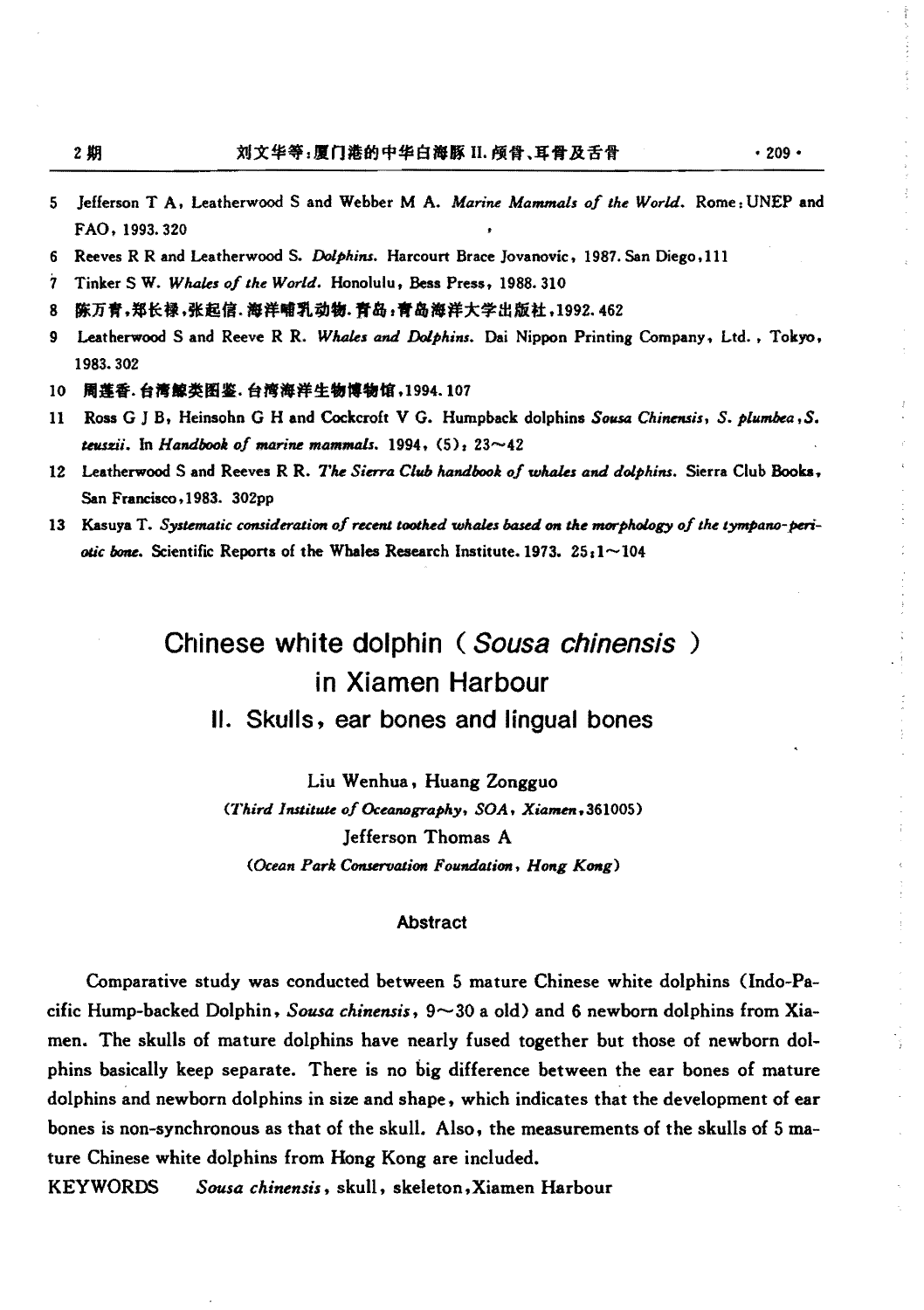5 Jefferson T A, Leatherwood S and Webber M A. *Marine Mammals of the World*. Rome: UNEP and FAO, 1993. 320

6 Reeves R R and Leatherwood S. *Dolphins*. Harcourt Brace Jovanovic, 1987. San Diego, 111

7 Tinker S W. *Whales of the World*. Honolulu, Bess Press, 1988. 310

8 陈万青,郑长禄,张起信. 海洋哺乳动物. 青岛:青岛海洋大学出版社,1992. 462

9 Leatherwood S and Reeve R R. *Whales and Dolphins*. Dai Nippon Printing Company, Ltd., Tokyo, 1983. 302

10 周莲香. 台湾鲸类图鉴. 台湾海洋生物博物馆,1994. 107

11 Ross G J B, Heinsohn G H and Cockcroft V G. Humpback dolphins *Sousa Chinensis*, *S. plumbea*, *S. teuszii*. In *Handbook of marine mammals*. 1994, (5): 23~42

12 Leatherwood S and Reeves R R. *The Sierra Club handbook of whales and dolphins*. Sierra Club Books, San Francisco, 1983. 302pp

13 Kasuya T. *Systematic consideration of recent toothed whales based on the morphology of the tympano-periotic bone*. Scientific Reports of the Whales Research Institute. 1973. 25: 1~104

# Chinese white dolphin (*Sousa chinensis*) in Xiamen Harbour

## II. Skulls, ear bones and lingual bones

Liu Wenhua, Huang Zongguo

*(Third Institute of Oceanography, SOA, Xiamen, 361005)*

Jefferson Thomas A

*(Ocean Park Conservation Foundation, Hong Kong)*

### Abstract

Comparative study was conducted between 5 mature Chinese white dolphins (Indo-Pacific Hump-backed Dolphin, *Sousa chinensis*, 9~30 a old) and 6 newborn dolphins from Xiamen. The skulls of mature dolphins have nearly fused together but those of newborn dolphins basically keep separate. There is no big difference between the ear bones of mature dolphins and newborn dolphins in size and shape, which indicates that the development of ear bones is non-synchronous as that of the skull. Also, the measurements of the skulls of 5 mature Chinese white dolphins from Hong Kong are included.

KEYWORDS *Sousa chinensis*, skull, skeleton, Xiamen Harbour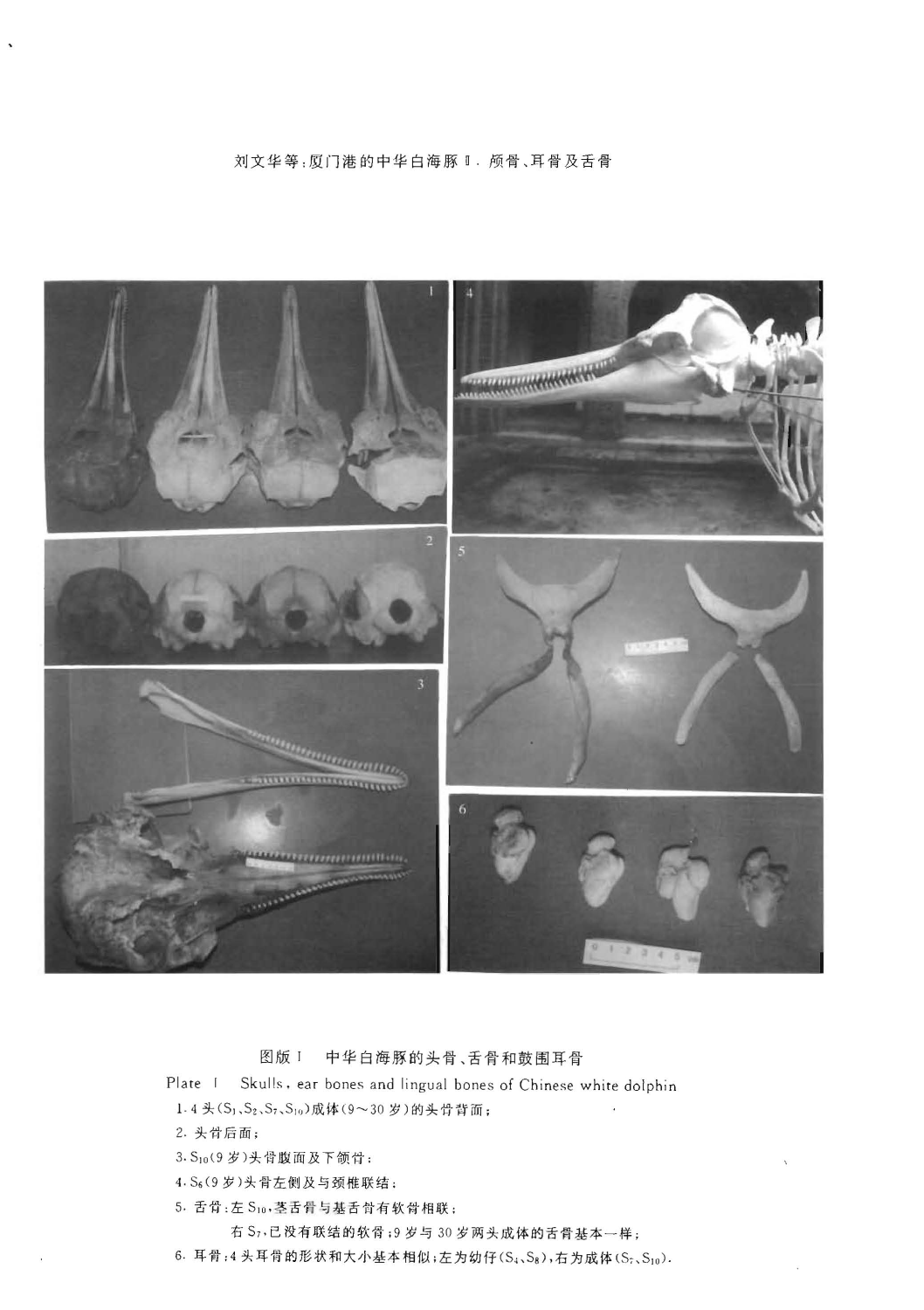图版 I 中华白海豚的头骨、舌骨和鼓围耳骨

Plate I Skulls, ear bones and lingual bones of Chinese white dolphin

1. 4 头($S_1$、$S_2$、$S_7$、$S_{10}$)成体(9～30 岁)的头骨背面；

2. 头骨后面；

3. $S_{10}$(9 岁)头骨腹面及下颌骨；

4. $S_6$(9 岁)头骨左侧及与颈椎联结；

5. 舌骨：左 $S_{10}$，茎舌骨与基舌骨有软骨相联；

右 $S_7$，已没有联结的软骨；9 岁与 30 岁两头成体的舌骨基本一样；

6. 耳骨：4 头耳骨的形状和大小基本相似；左为幼仔($S_4$、$S_8$)，右为成体($S_7$、$S_{10}$)。